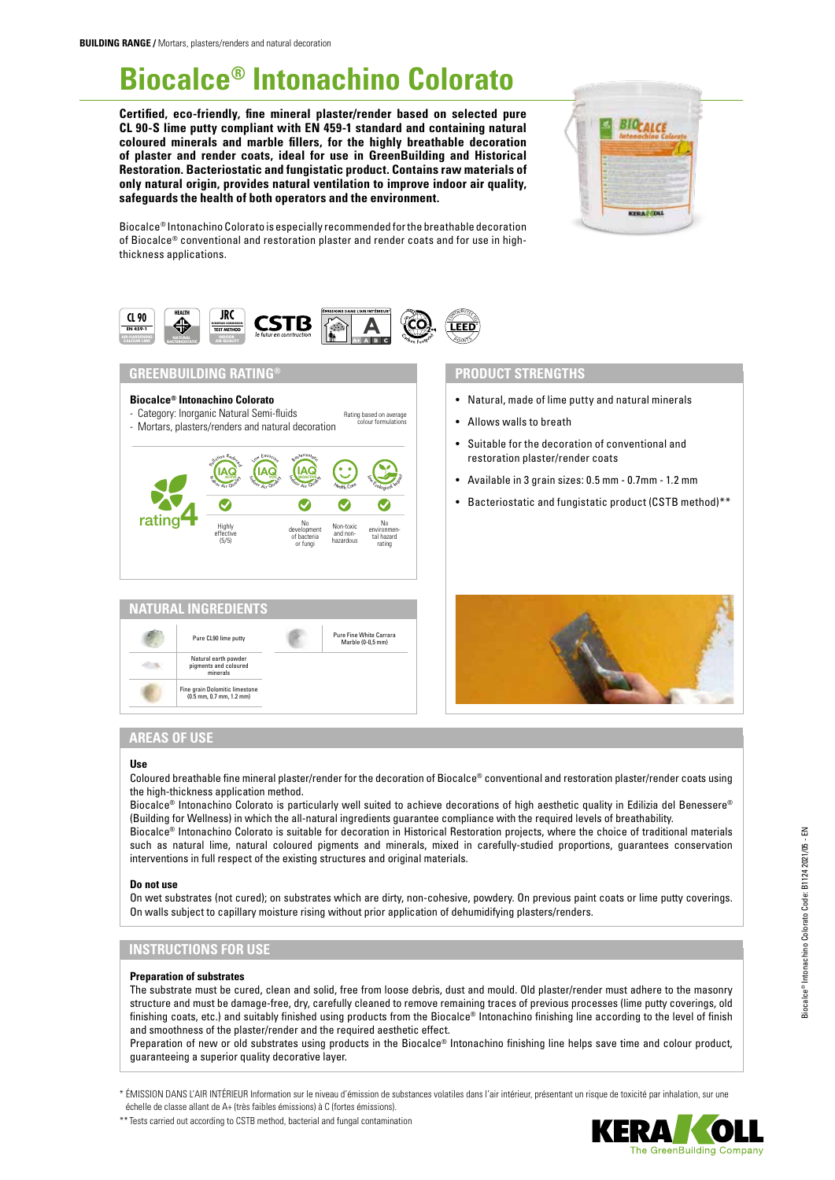**BUILDING RANGE /** Mortars, plasters/renders and natural decoration

# Biocalce® Intonachino Colorato

**Certified, eco-friendly, fine mineral plaster/render based on selected pure CL 90-S lime putty compliant with EN 459-1 standard and containing natural coloured minerals and marble fillers, for the highly breathable decoration of plaster and render coats, ideal for use in GreenBuilding and Historical Restoration. Bacteriostatic and fungistatic product. Contains raw materials of only natural origin, provides natural ventilation to improve indoor air quality, safeguards the health of both operators and the environment.**

Biocalce® Intonachino Colorato is especially recommended for the breathable decoration of Biocalce® conventional and restoration plaster and render coats and for use in high-thickness applications.

## GREENBUILDING RATING®

**Biocalce® Intonachino Colorato**

- Category: Inorganic Natural Semi-fluids
- Mortars, plasters/renders and natural decoration

Rating based on average colour formulations

rating 4

| Pollution Reduced (IAQ Active) | Low Emission (IAQ VOC) | Bacteriostatic (IAQ Biodactive) | Health Care | Low Ecological Impact |
|---|---|---|---|---|
| ✓ | | ✓ | ✓ | ✓ |
| Highly effective (5/5) | | No development of bacteria or fungi | Non-toxic and non-hazardous | No environmental hazard rating |

## PRODUCT STRENGTHS

- Natural, made of lime putty and natural minerals
- Allows walls to breath
- Suitable for the decoration of conventional and restoration plaster/render coats
- Available in 3 grain sizes: 0.5 mm - 0.7mm - 1.2 mm
- Bacteriostatic and fungistatic product (CSTB method)**

## NATURAL INGREDIENTS

- Pure CL90 lime putty
- Natural earth powder pigments and coloured minerals
- Fine grain Dolomitic limestone (0.5 mm, 0.7 mm, 1.2 mm)
- Pure Fine White Carrara Marble (0-0,5 mm)

## AREAS OF USE

### Use

Coloured breathable fine mineral plaster/render for the decoration of Biocalce® conventional and restoration plaster/render coats using the high-thickness application method.

Biocalce® Intonachino Colorato is particularly well suited to achieve decorations of high aesthetic quality in Edilizia del Benessere® (Building for Wellness) in which the all-natural ingredients guarantee compliance with the required levels of breathability.

Biocalce® Intonachino Colorato is suitable for decoration in Historical Restoration projects, where the choice of traditional materials such as natural lime, natural coloured pigments and minerals, mixed in carefully-studied proportions, guarantees conservation interventions in full respect of the existing structures and original materials.

### Do not use

On wet substrates (not cured); on substrates which are dirty, non-cohesive, powdery. On previous paint coats or lime putty coverings. On walls subject to capillary moisture rising without prior application of dehumidifying plasters/renders.

## INSTRUCTIONS FOR USE

### Preparation of substrates

The substrate must be cured, clean and solid, free from loose debris, dust and mould. Old plaster/render must adhere to the masonry structure and must be damage-free, dry, carefully cleaned to remove remaining traces of previous processes (lime putty coverings, old finishing coats, etc.) and suitably finished using products from the Biocalce® Intonachino finishing line according to the level of finish and smoothness of the plaster/render and the required aesthetic effect.

Preparation of new or old substrates using products in the Biocalce® Intonachino finishing line helps save time and colour product, guaranteeing a superior quality decorative layer.

\* ÉMISSION DANS L'AIR INTÉRIEUR Information sur le niveau d'émission de substances volatiles dans l'air intérieur, présentant un risque de toxicité par inhalation, sur une échelle de classe allant de A+ (très faibles émissions) à C (fortes émissions).

\*\* Tests carried out according to CSTB method, bacterial and fungal contamination

Biocalce® Intonachino Colorato Code: B1124 2021/05 - EN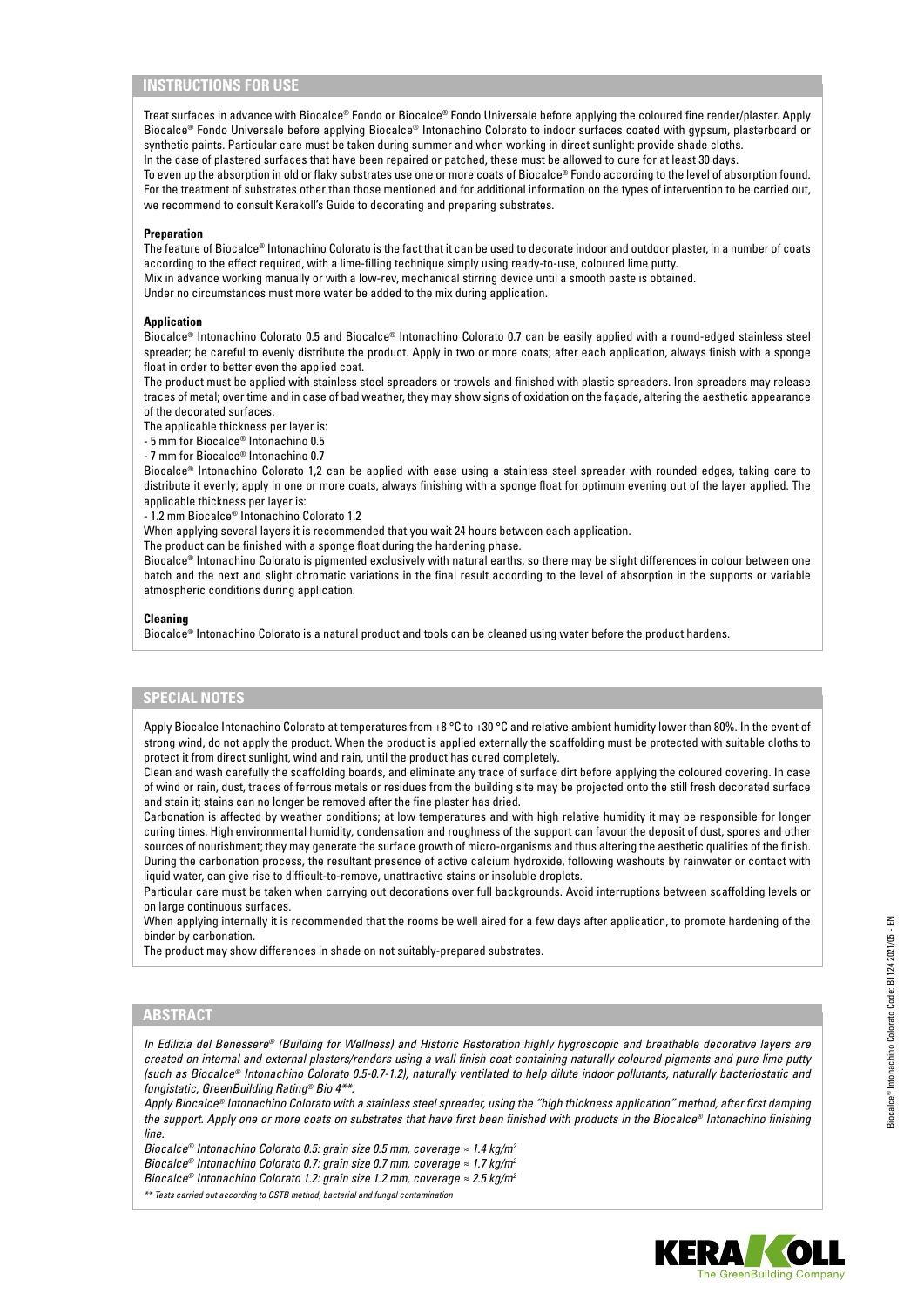## INSTRUCTIONS FOR USE

Treat surfaces in advance with Biocalce® Fondo or Biocalce® Fondo Universale before applying the coloured fine render/plaster. Apply Biocalce® Fondo Universale before applying Biocalce® Intonachino Colorato to indoor surfaces coated with gypsum, plasterboard or synthetic paints. Particular care must be taken during summer and when working in direct sunlight: provide shade cloths.
In the case of plastered surfaces that have been repaired or patched, these must be allowed to cure for at least 30 days.
To even up the absorption in old or flaky substrates use one or more coats of Biocalce® Fondo according to the level of absorption found. For the treatment of substrates other than those mentioned and for additional information on the types of intervention to be carried out, we recommend to consult Kerakoll's Guide to decorating and preparing substrates.

**Preparation**
The feature of Biocalce® Intonachino Colorato is the fact that it can be used to decorate indoor and outdoor plaster, in a number of coats according to the effect required, with a lime-filling technique simply using ready-to-use, coloured lime putty.
Mix in advance working manually or with a low-rev, mechanical stirring device until a smooth paste is obtained.
Under no circumstances must more water be added to the mix during application.

**Application**
Biocalce® Intonachino Colorato 0.5 and Biocalce® Intonachino Colorato 0.7 can be easily applied with a round-edged stainless steel spreader; be careful to evenly distribute the product. Apply in two or more coats; after each application, always finish with a sponge float in order to better even the applied coat.
The product must be applied with stainless steel spreaders or trowels and finished with plastic spreaders. Iron spreaders may release traces of metal; over time and in case of bad weather, they may show signs of oxidation on the façade, altering the aesthetic appearance of the decorated surfaces.
The applicable thickness per layer is:
- 5 mm for Biocalce® Intonachino 0.5
- 7 mm for Biocalce® Intonachino 0.7

Biocalce® Intonachino Colorato 1,2 can be applied with ease using a stainless steel spreader with rounded edges, taking care to distribute it evenly; apply in one or more coats, always finishing with a sponge float for optimum evening out of the layer applied. The applicable thickness per layer is:
- 1.2 mm Biocalce® Intonachino Colorato 1.2

When applying several layers it is recommended that you wait 24 hours between each application.
The product can be finished with a sponge float during the hardening phase.
Biocalce® Intonachino Colorato is pigmented exclusively with natural earths, so there may be slight differences in colour between one batch and the next and slight chromatic variations in the final result according to the level of absorption in the supports or variable atmospheric conditions during application.

**Cleaning**
Biocalce® Intonachino Colorato is a natural product and tools can be cleaned using water before the product hardens.

## SPECIAL NOTES

Apply Biocalce Intonachino Colorato at temperatures from +8 °C to +30 °C and relative ambient humidity lower than 80%. In the event of strong wind, do not apply the product. When the product is applied externally the scaffolding must be protected with suitable cloths to protect it from direct sunlight, wind and rain, until the product has cured completely.
Clean and wash carefully the scaffolding boards, and eliminate any trace of surface dirt before applying the coloured covering. In case of wind or rain, dust, traces of ferrous metals or residues from the building site may be projected onto the still fresh decorated surface and stain it; stains can no longer be removed after the fine plaster has dried.
Carbonation is affected by weather conditions; at low temperatures and with high relative humidity it may be responsible for longer curing times. High environmental humidity, condensation and roughness of the support can favour the deposit of dust, spores and other sources of nourishment; they may generate the surface growth of micro-organisms and thus altering the aesthetic qualities of the finish. During the carbonation process, the resultant presence of active calcium hydroxide, following washouts by rainwater or contact with liquid water, can give rise to difficult-to-remove, unattractive stains or insoluble droplets.
Particular care must be taken when carrying out decorations over full backgrounds. Avoid interruptions between scaffolding levels or on large continuous surfaces.
When applying internally it is recommended that the rooms be well aired for a few days after application, to promote hardening of the binder by carbonation.
The product may show differences in shade on not suitably-prepared substrates.

## ABSTRACT

*In Edilizia del Benessere® (Building for Wellness) and Historic Restoration highly hygroscopic and breathable decorative layers are created on internal and external plasters/renders using a wall finish coat containing naturally coloured pigments and pure lime putty (such as Biocalce® Intonachino Colorato 0.5-0.7-1.2), naturally ventilated to help dilute indoor pollutants, naturally bacteriostatic and fungistatic, GreenBuilding Rating® Bio 4\*\*.*

*Apply Biocalce® Intonachino Colorato with a stainless steel spreader, using the "high thickness application" method, after first damping the support. Apply one or more coats on substrates that have first been finished with products in the Biocalce® Intonachino finishing line.*

*Biocalce® Intonachino Colorato 0.5: grain size 0.5 mm, coverage ≈ 1.4 kg/m²*
*Biocalce® Intonachino Colorato 0.7: grain size 0.7 mm, coverage ≈ 1.7 kg/m²*
*Biocalce® Intonachino Colorato 1.2: grain size 1.2 mm, coverage ≈ 2.5 kg/m²*

*\*\* Tests carried out according to CSTB method, bacterial and fungal contamination*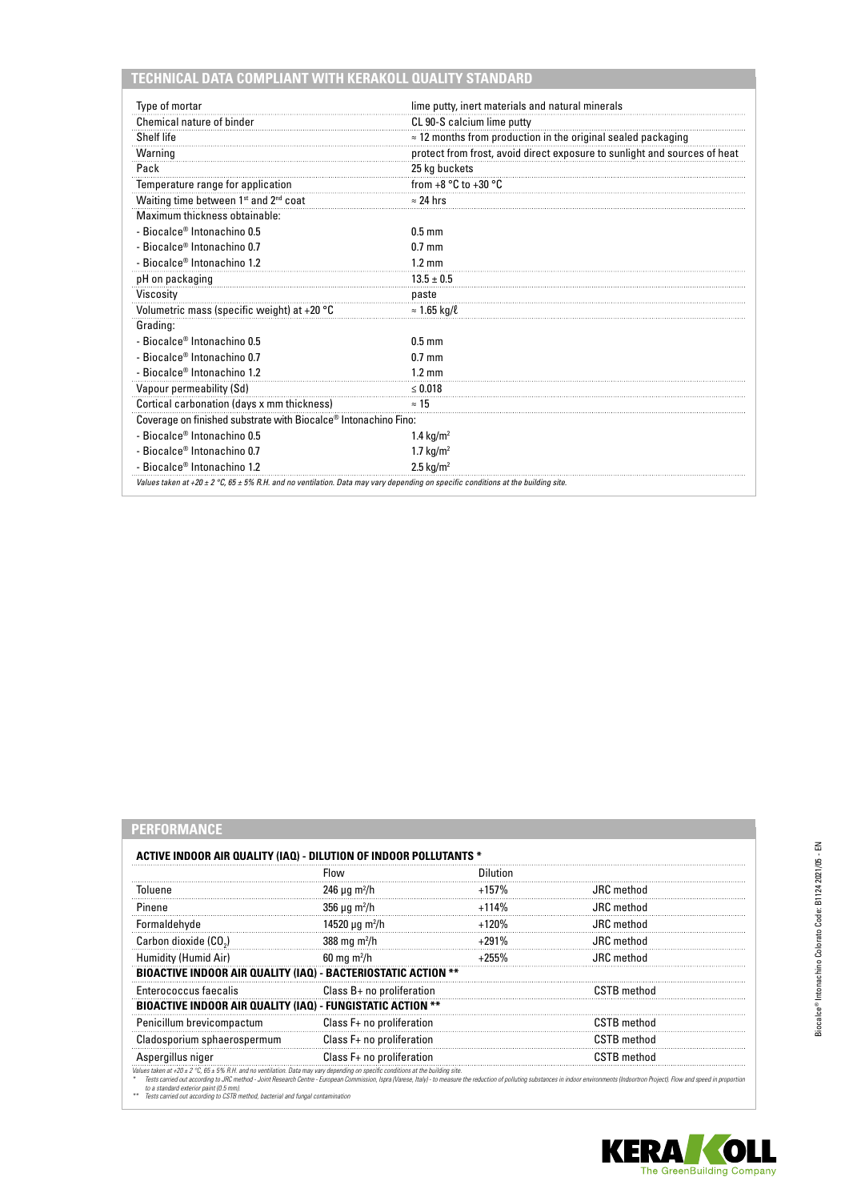## TECHNICAL DATA COMPLIANT WITH KERAKOLL QUALITY STANDARD

| | |
|---|---|
| Type of mortar | lime putty, inert materials and natural minerals |
| Chemical nature of binder | CL 90-S calcium lime putty |
| Shelf life | ≈ 12 months from production in the original sealed packaging |
| Warning | protect from frost, avoid direct exposure to sunlight and sources of heat |
| Pack | 25 kg buckets |
| Temperature range for application | from +8 °C to +30 °C |
| Waiting time between 1st and 2nd coat | ≈ 24 hrs |
| Maximum thickness obtainable: | |
| - Biocalce® Intonachino 0.5 | 0.5 mm |
| - Biocalce® Intonachino 0.7 | 0.7 mm |
| - Biocalce® Intonachino 1.2 | 1.2 mm |
| pH on packaging | 13.5 ± 0.5 |
| Viscosity | paste |
| Volumetric mass (specific weight) at +20 °C | ≈ 1.65 kg/ℓ |
| Grading: | |
| - Biocalce® Intonachino 0.5 | 0.5 mm |
| - Biocalce® Intonachino 0.7 | 0.7 mm |
| - Biocalce® Intonachino 1.2 | 1.2 mm |
| Vapour permeability (Sd) | ≤ 0.018 |
| Cortical carbonation (days x mm thickness) | ≈ 15 |
| Coverage on finished substrate with Biocalce® Intonachino Fino: | |
| - Biocalce® Intonachino 0.5 | 1.4 kg/m² |
| - Biocalce® Intonachino 0.7 | 1.7 kg/m² |
| - Biocalce® Intonachino 1.2 | 2.5 kg/m² |

*Values taken at +20 ± 2 °C, 65 ± 5% R.H. and no ventilation. Data may vary depending on specific conditions at the building site.*

## PERFORMANCE

| ACTIVE INDOOR AIR QUALITY (IAQ) - DILUTION OF INDOOR POLLUTANTS * | | | |
|---|---|---|---|
| | Flow | Dilution | |
| Toluene | 246 μg m²/h | +157% | JRC method |
| Pinene | 356 μg m²/h | +114% | JRC method |
| Formaldehyde | 14520 μg m²/h | +120% | JRC method |
| Carbon dioxide ($CO_2$) | 388 mg m²/h | +291% | JRC method |
| Humidity (Humid Air) | 60 mg m²/h | +255% | JRC method |
| **BIOACTIVE INDOOR AIR QUALITY (IAQ) - BACTERIOSTATIC ACTION \*\*** | | | |
| Enterococcus faecalis | Class B+ no proliferation | | CSTB method |
| **BIOACTIVE INDOOR AIR QUALITY (IAQ) - FUNGISTATIC ACTION \*\*** | | | |
| Penicillum brevicompactum | Class F+ no proliferation | | CSTB method |
| Cladosporium sphaerospermum | Class F+ no proliferation | | CSTB method |
| Aspergillus niger | Class F+ no proliferation | | CSTB method |

*Values taken at +20 ± 2 °C, 65 ± 5% R.H. and no ventilation. Data may vary depending on specific conditions at the building site.*

\* *Tests carried out according to JRC method - Joint Research Centre - European Commission, Ispra (Varese, Italy) - to measure the reduction of polluting substances in indoor environments (Indoortron Project). Flow and speed in proportion to a standard exterior paint (0.5 mm).*

\*\* *Tests carried out according to CSTB method, bacterial and fungal contamination*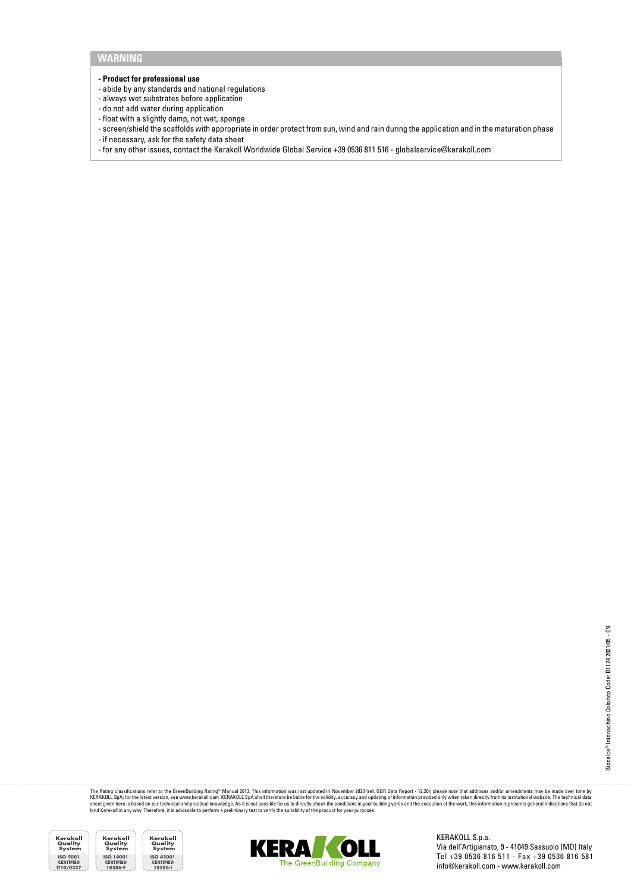## WARNING

- **Product for professional use**
- abide by any standards and national regulations
- always wet substrates before application
- do not add water during application
- float with a slightly damp, not wet, sponge
- screen/shield the scaffolds with appropriate in order protect from sun, wind and rain during the application and in the maturation phase
- if necessary, ask for the safety data sheet
- for any other issues, contact the Kerakoll Worldwide Global Service +39 0536 811 516 - globalservice@kerakoll.com

Biocalce® Intonachino Colorato Code: B1124 2021/05 - EN

The Rating classifications refer to the GreenBuilding Rating® Manual 2013. This information was last updated in November 2020 (ref. GBR Data Report - 12.20); please note that additions and/or amendments may be made over time by KERAKOLL SpA; for the latest version, see www.kerakoll.com. KERAKOLL SpA shall therefore be liable for the validity, accuracy and updating of information provided only when taken directly from its institutional website. The technical data sheet given here is based on our technical and practical knowledge. As it is not possible for us to directly check the conditions in your building yards and the execution of the work, this information represents general indications that do not bind Kerakoll in any way. Therefore, it is advisable to perform a preliminary test to verify the suitability of the product for your purposes.

Kerakoll Quality System ISO 9001 CERTIFIED IT10/0327

Kerakoll Quality System ISO 14001 CERTIFIED 18586-E

Kerakoll Quality System ISO 45001 CERTIFIED 18586-I

KERAKOLL The GreenBuilding Company

KERAKOLL S.p.a.
Via dell'Artigianato, 9 - 41049 Sassuolo (MO) Italy
Tel +39 0536 816 511 - Fax +39 0536 816 581
info@kerakoll.com - www.kerakoll.com